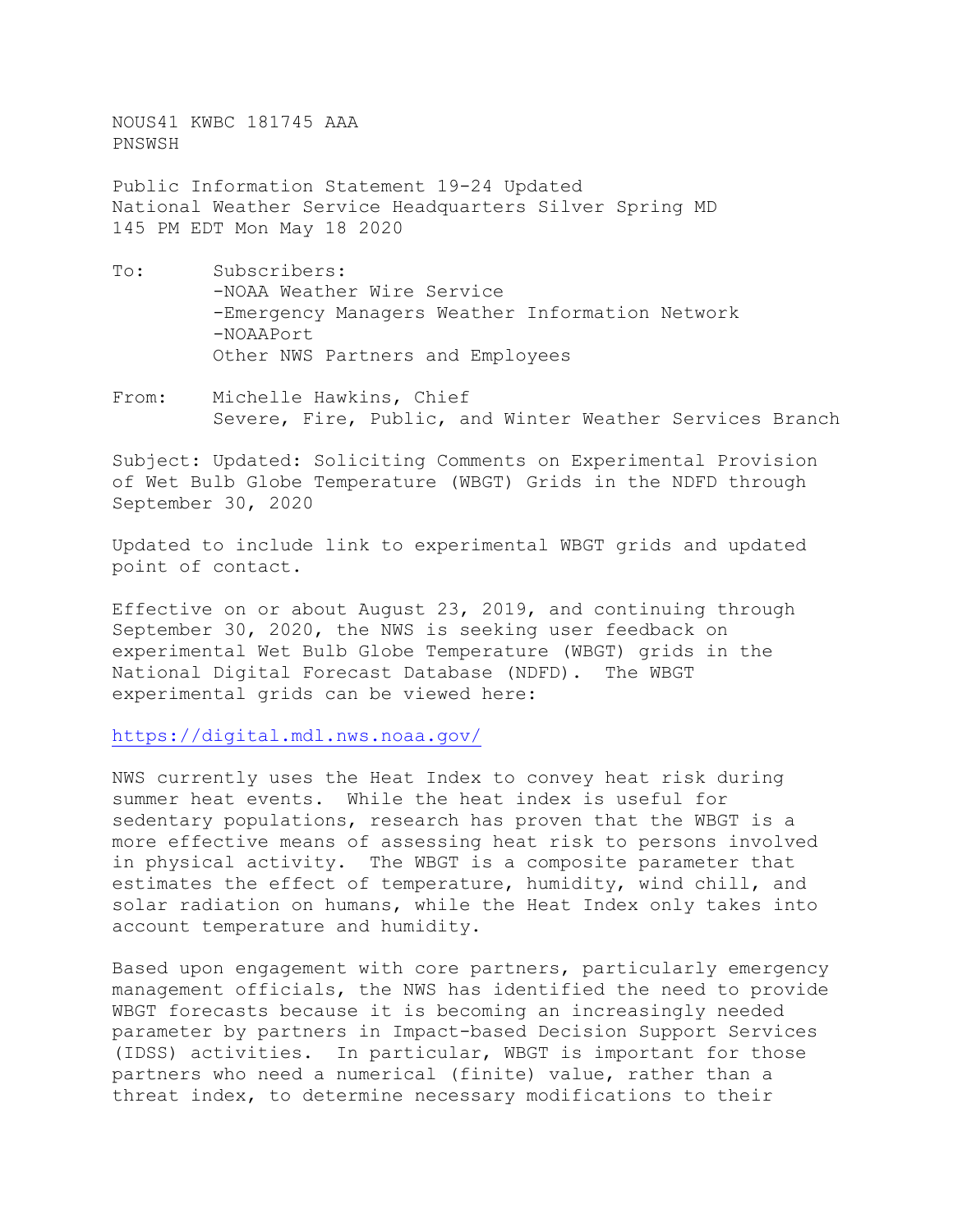NOUS41 KWBC 181745 AAA
PNSWSH

Public Information Statement 19-24 Updated
National Weather Service Headquarters Silver Spring MD
145 PM EDT Mon May 18 2020

To: Subscribers:
-NOAA Weather Wire Service
-Emergency Managers Weather Information Network
-NOAAPort
Other NWS Partners and Employees

From: Michelle Hawkins, Chief
Severe, Fire, Public, and Winter Weather Services Branch

Subject: Updated: Soliciting Comments on Experimental Provision of Wet Bulb Globe Temperature (WBGT) Grids in the NDFD through September 30, 2020

Updated to include link to experimental WBGT grids and updated point of contact.

Effective on or about August 23, 2019, and continuing through September 30, 2020, the NWS is seeking user feedback on experimental Wet Bulb Globe Temperature (WBGT) grids in the National Digital Forecast Database (NDFD). The WBGT experimental grids can be viewed here:

https://digital.mdl.nws.noaa.gov/

NWS currently uses the Heat Index to convey heat risk during summer heat events. While the heat index is useful for sedentary populations, research has proven that the WBGT is a more effective means of assessing heat risk to persons involved in physical activity. The WBGT is a composite parameter that estimates the effect of temperature, humidity, wind chill, and solar radiation on humans, while the Heat Index only takes into account temperature and humidity.

Based upon engagement with core partners, particularly emergency management officials, the NWS has identified the need to provide WBGT forecasts because it is becoming an increasingly needed parameter by partners in Impact-based Decision Support Services (IDSS) activities. In particular, WBGT is important for those partners who need a numerical (finite) value, rather than a threat index, to determine necessary modifications to their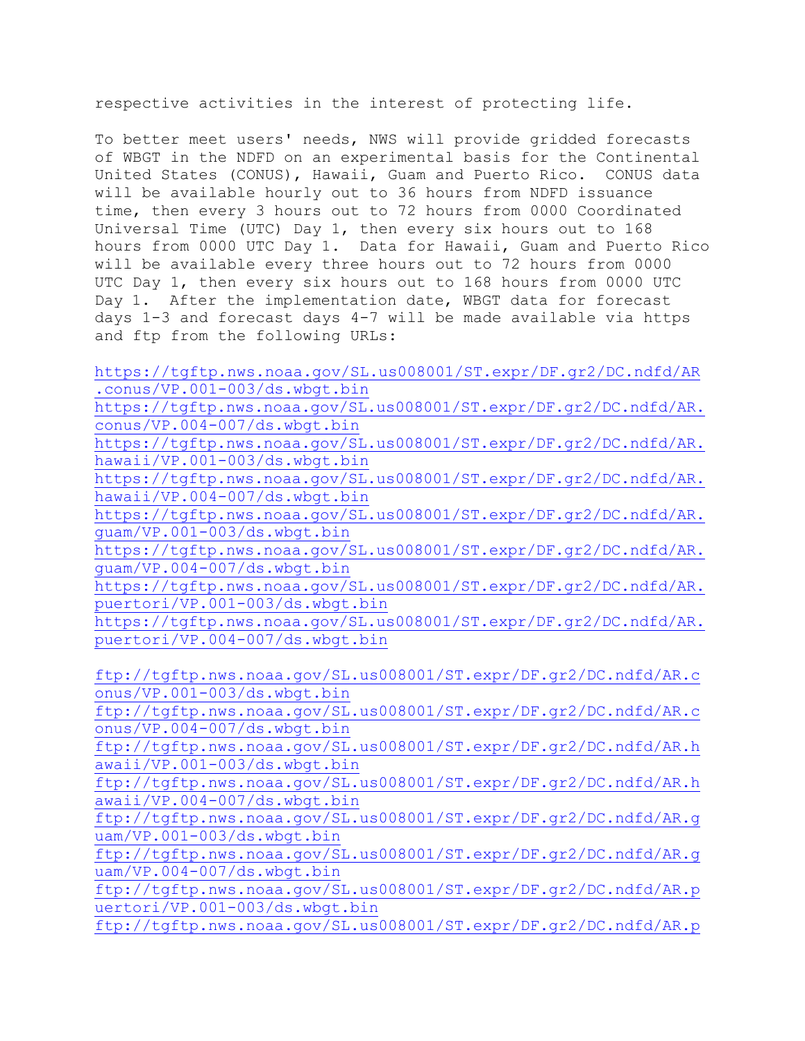respective activities in the interest of protecting life.

To better meet users' needs, NWS will provide gridded forecasts of WBGT in the NDFD on an experimental basis for the Continental United States (CONUS), Hawaii, Guam and Puerto Rico. CONUS data will be available hourly out to 36 hours from NDFD issuance time, then every 3 hours out to 72 hours from 0000 Coordinated Universal Time (UTC) Day 1, then every six hours out to 168 hours from 0000 UTC Day 1. Data for Hawaii, Guam and Puerto Rico will be available every three hours out to 72 hours from 0000 UTC Day 1, then every six hours out to 168 hours from 0000 UTC Day 1. After the implementation date, WBGT data for forecast days 1-3 and forecast days 4-7 will be made available via https and ftp from the following URLs:

https://tgftp.nws.noaa.gov/SL.us008001/ST.expr/DF.gr2/DC.ndfd/AR.conus/VP.001-003/ds.wbgt.bin
https://tgftp.nws.noaa.gov/SL.us008001/ST.expr/DF.gr2/DC.ndfd/AR.conus/VP.004-007/ds.wbgt.bin
https://tgftp.nws.noaa.gov/SL.us008001/ST.expr/DF.gr2/DC.ndfd/AR.hawaii/VP.001-003/ds.wbgt.bin
https://tgftp.nws.noaa.gov/SL.us008001/ST.expr/DF.gr2/DC.ndfd/AR.hawaii/VP.004-007/ds.wbgt.bin
https://tgftp.nws.noaa.gov/SL.us008001/ST.expr/DF.gr2/DC.ndfd/AR.guam/VP.001-003/ds.wbgt.bin
https://tgftp.nws.noaa.gov/SL.us008001/ST.expr/DF.gr2/DC.ndfd/AR.guam/VP.004-007/ds.wbgt.bin
https://tgftp.nws.noaa.gov/SL.us008001/ST.expr/DF.gr2/DC.ndfd/AR.puertori/VP.001-003/ds.wbgt.bin
https://tgftp.nws.noaa.gov/SL.us008001/ST.expr/DF.gr2/DC.ndfd/AR.puertori/VP.004-007/ds.wbgt.bin

ftp://tgftp.nws.noaa.gov/SL.us008001/ST.expr/DF.gr2/DC.ndfd/AR.conus/VP.001-003/ds.wbgt.bin
ftp://tgftp.nws.noaa.gov/SL.us008001/ST.expr/DF.gr2/DC.ndfd/AR.conus/VP.004-007/ds.wbgt.bin
ftp://tgftp.nws.noaa.gov/SL.us008001/ST.expr/DF.gr2/DC.ndfd/AR.hawaii/VP.001-003/ds.wbgt.bin
ftp://tgftp.nws.noaa.gov/SL.us008001/ST.expr/DF.gr2/DC.ndfd/AR.hawaii/VP.004-007/ds.wbgt.bin
ftp://tgftp.nws.noaa.gov/SL.us008001/ST.expr/DF.gr2/DC.ndfd/AR.guam/VP.001-003/ds.wbgt.bin
ftp://tgftp.nws.noaa.gov/SL.us008001/ST.expr/DF.gr2/DC.ndfd/AR.guam/VP.004-007/ds.wbgt.bin
ftp://tgftp.nws.noaa.gov/SL.us008001/ST.expr/DF.gr2/DC.ndfd/AR.puertori/VP.001-003/ds.wbgt.bin
ftp://tgftp.nws.noaa.gov/SL.us008001/ST.expr/DF.gr2/DC.ndfd/AR.p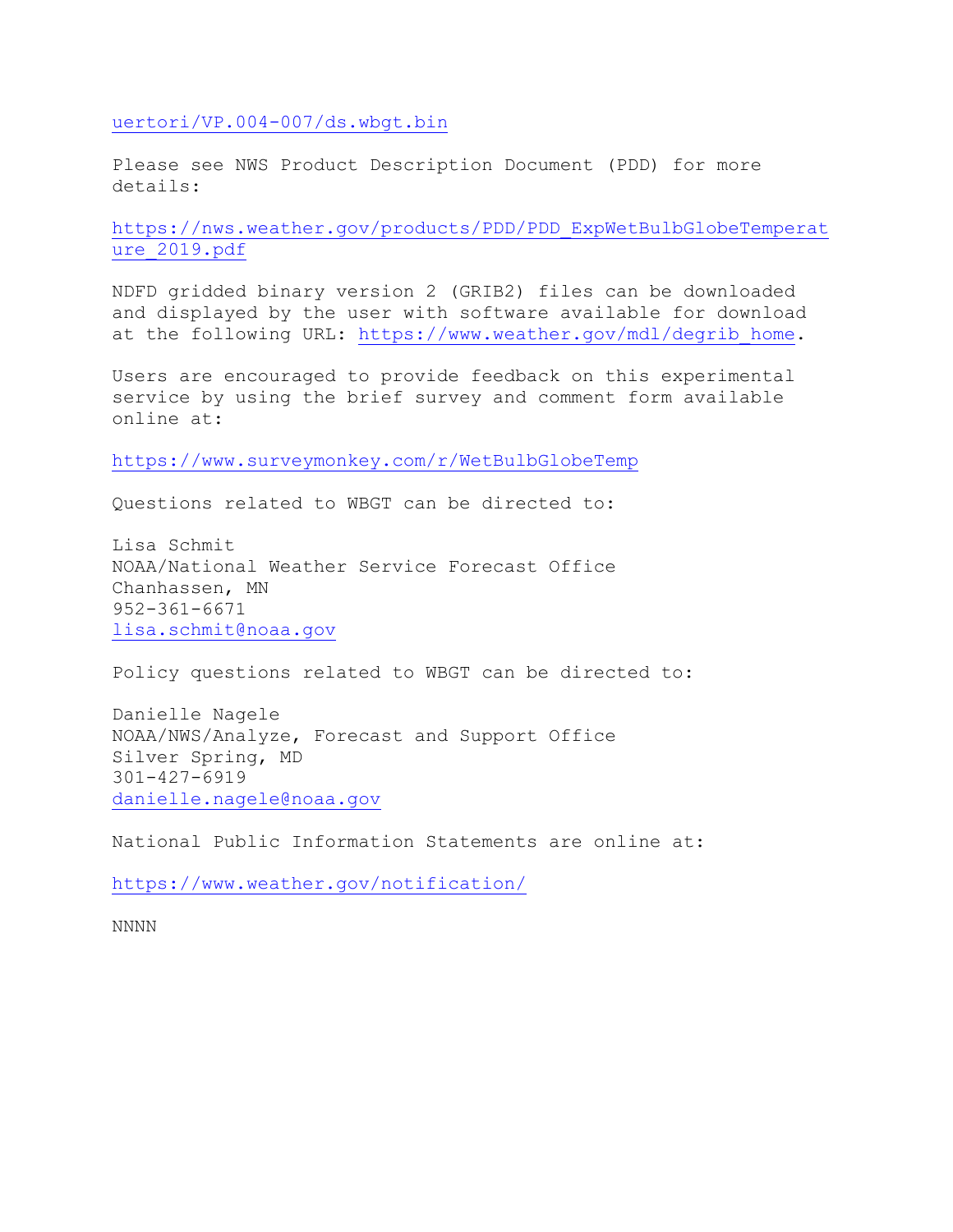uertori/VP.004-007/ds.wbgt.bin

Please see NWS Product Description Document (PDD) for more details:

https://nws.weather.gov/products/PDD/PDD_ExpWetBulbGlobeTemperature_2019.pdf

NDFD gridded binary version 2 (GRIB2) files can be downloaded and displayed by the user with software available for download at the following URL: https://www.weather.gov/mdl/degrib_home.

Users are encouraged to provide feedback on this experimental service by using the brief survey and comment form available online at:

https://www.surveymonkey.com/r/WetBulbGlobeTemp

Questions related to WBGT can be directed to:

Lisa Schmit  
NOAA/National Weather Service Forecast Office  
Chanhassen, MN  
952-361-6671  
lisa.schmit@noaa.gov

Policy questions related to WBGT can be directed to:

Danielle Nagele  
NOAA/NWS/Analyze, Forecast and Support Office  
Silver Spring, MD  
301-427-6919  
danielle.nagele@noaa.gov

National Public Information Statements are online at:

https://www.weather.gov/notification/

NNNN